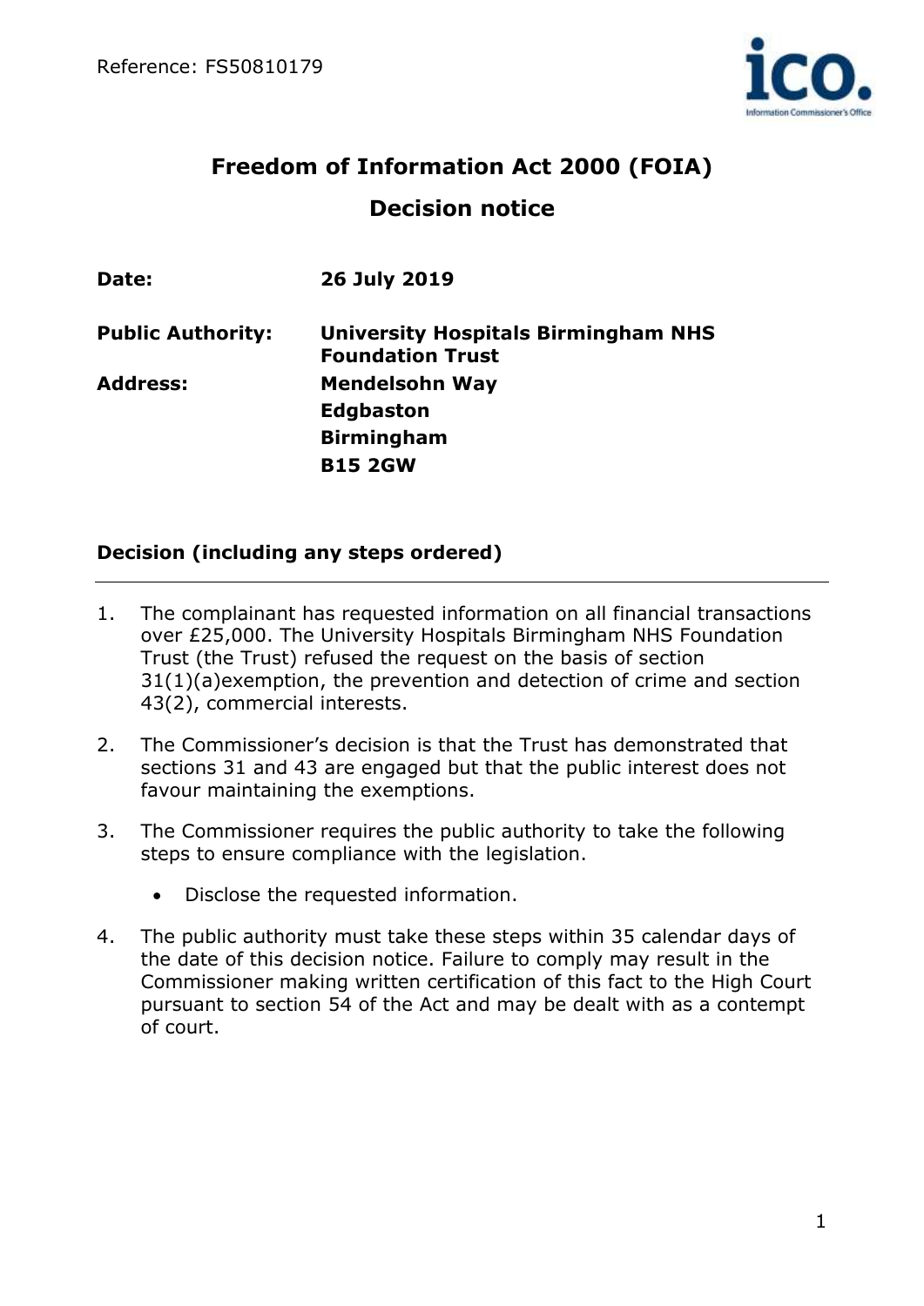Reference: FS50810179

# Freedom of Information Act 2000 (FOIA)

## Decision notice

| | |
|---|---|
| **Date:** | **26 July 2019** |
| **Public Authority:** | **University Hospitals Birmingham NHS Foundation Trust** |
| **Address:** | **Mendelsohn Way<br>Edgbaston<br>Birmingham<br>B15 2GW** |

### Decision (including any steps ordered)

1. The complainant has requested information on all financial transactions over £25,000. The University Hospitals Birmingham NHS Foundation Trust (the Trust) refused the request on the basis of section 31(1)(a)exemption, the prevention and detection of crime and section 43(2), commercial interests.

2. The Commissioner's decision is that the Trust has demonstrated that sections 31 and 43 are engaged but that the public interest does not favour maintaining the exemptions.

3. The Commissioner requires the public authority to take the following steps to ensure compliance with the legislation.

   - Disclose the requested information.

4. The public authority must take these steps within 35 calendar days of the date of this decision notice. Failure to comply may result in the Commissioner making written certification of this fact to the High Court pursuant to section 54 of the Act and may be dealt with as a contempt of court.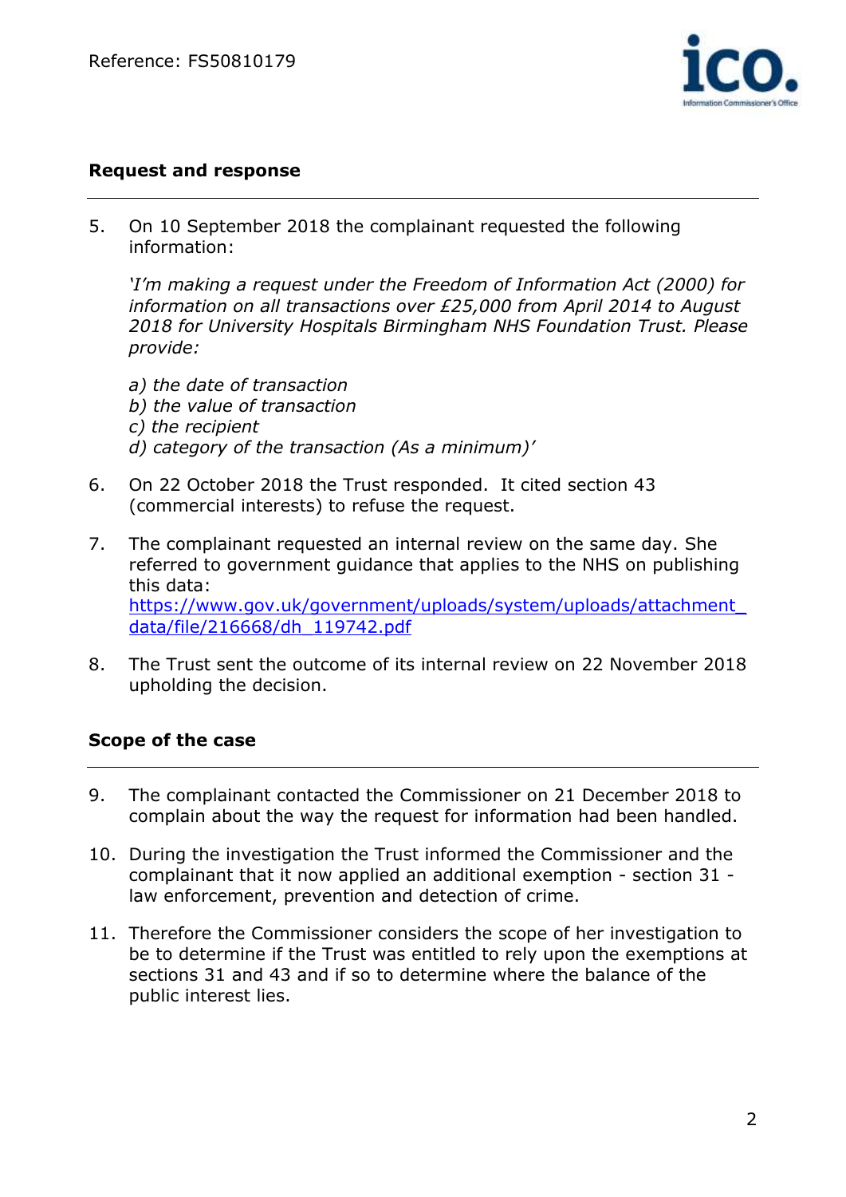## Request and response

5. On 10 September 2018 the complainant requested the following information:

   *'I'm making a request under the Freedom of Information Act (2000) for information on all transactions over £25,000 from April 2014 to August 2018 for University Hospitals Birmingham NHS Foundation Trust. Please provide:*

   *a) the date of transaction*  
   *b) the value of transaction*  
   *c) the recipient*  
   *d) category of the transaction (As a minimum)'*

6. On 22 October 2018 the Trust responded. It cited section 43 (commercial interests) to refuse the request.

7. The complainant requested an internal review on the same day. She referred to government guidance that applies to the NHS on publishing this data: [https://www.gov.uk/government/uploads/system/uploads/attachment_data/file/216668/dh_119742.pdf](https://www.gov.uk/government/uploads/system/uploads/attachment_data/file/216668/dh_119742.pdf)

8. The Trust sent the outcome of its internal review on 22 November 2018 upholding the decision.

## Scope of the case

9. The complainant contacted the Commissioner on 21 December 2018 to complain about the way the request for information had been handled.

10. During the investigation the Trust informed the Commissioner and the complainant that it now applied an additional exemption - section 31 - law enforcement, prevention and detection of crime.

11. Therefore the Commissioner considers the scope of her investigation to be to determine if the Trust was entitled to rely upon the exemptions at sections 31 and 43 and if so to determine where the balance of the public interest lies.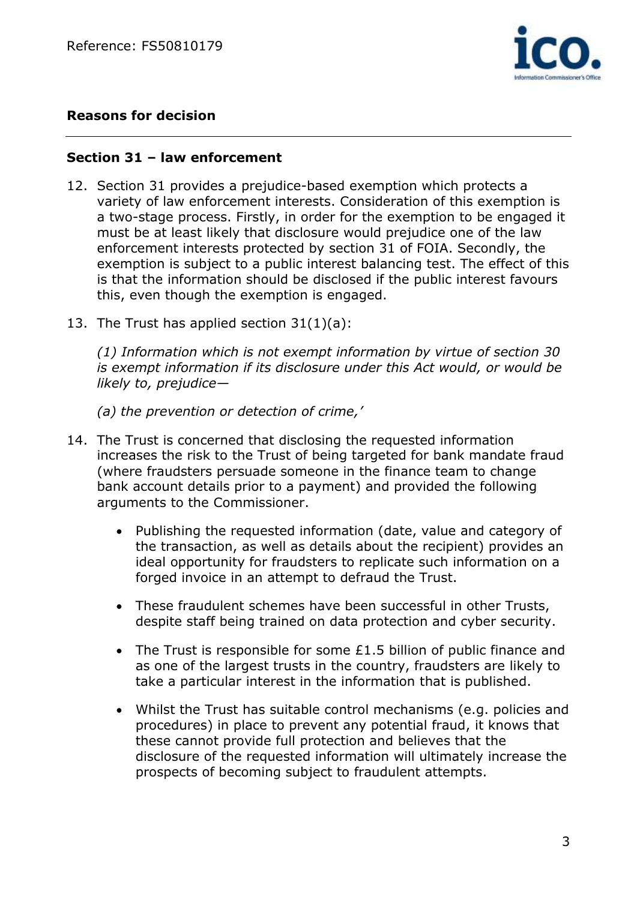## Reasons for decision

### Section 31 – law enforcement

12. Section 31 provides a prejudice-based exemption which protects a variety of law enforcement interests. Consideration of this exemption is a two-stage process. Firstly, in order for the exemption to be engaged it must be at least likely that disclosure would prejudice one of the law enforcement interests protected by section 31 of FOIA. Secondly, the exemption is subject to a public interest balancing test. The effect of this is that the information should be disclosed if the public interest favours this, even though the exemption is engaged.

13. The Trust has applied section 31(1)(a):

    *(1) Information which is not exempt information by virtue of section 30 is exempt information if its disclosure under this Act would, or would be likely to, prejudice—*

    *(a) the prevention or detection of crime,'*

14. The Trust is concerned that disclosing the requested information increases the risk to the Trust of being targeted for bank mandate fraud (where fraudsters persuade someone in the finance team to change bank account details prior to a payment) and provided the following arguments to the Commissioner.

    - Publishing the requested information (date, value and category of the transaction, as well as details about the recipient) provides an ideal opportunity for fraudsters to replicate such information on a forged invoice in an attempt to defraud the Trust.
    - These fraudulent schemes have been successful in other Trusts, despite staff being trained on data protection and cyber security.
    - The Trust is responsible for some £1.5 billion of public finance and as one of the largest trusts in the country, fraudsters are likely to take a particular interest in the information that is published.
    - Whilst the Trust has suitable control mechanisms (e.g. policies and procedures) in place to prevent any potential fraud, it knows that these cannot provide full protection and believes that the disclosure of the requested information will ultimately increase the prospects of becoming subject to fraudulent attempts.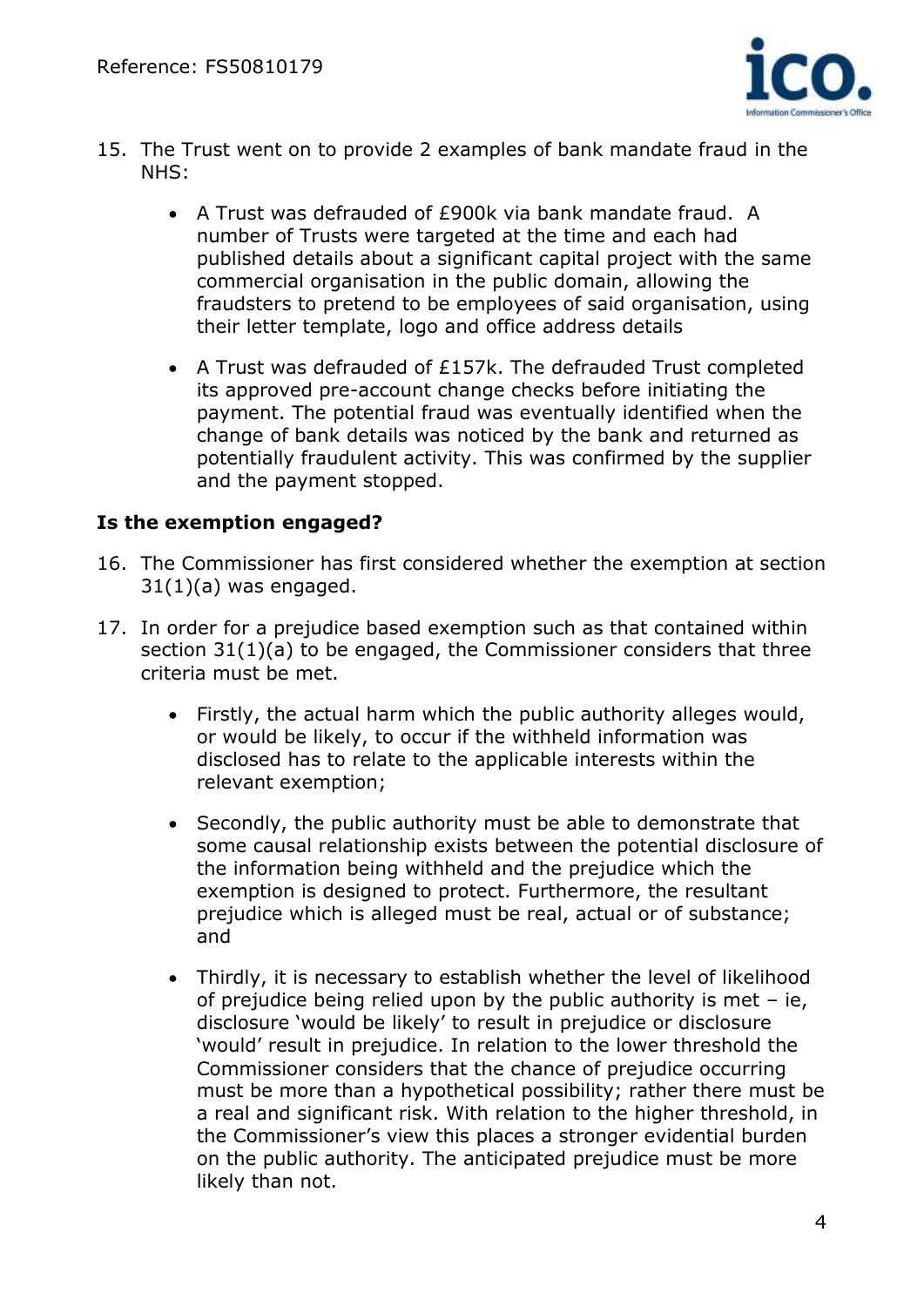15. The Trust went on to provide 2 examples of bank mandate fraud in the NHS:

    - A Trust was defrauded of £900k via bank mandate fraud. A number of Trusts were targeted at the time and each had published details about a significant capital project with the same commercial organisation in the public domain, allowing the fraudsters to pretend to be employees of said organisation, using their letter template, logo and office address details

    - A Trust was defrauded of £157k. The defrauded Trust completed its approved pre-account change checks before initiating the payment. The potential fraud was eventually identified when the change of bank details was noticed by the bank and returned as potentially fraudulent activity. This was confirmed by the supplier and the payment stopped.

**Is the exemption engaged?**

16. The Commissioner has first considered whether the exemption at section 31(1)(a) was engaged.

17. In order for a prejudice based exemption such as that contained within section 31(1)(a) to be engaged, the Commissioner considers that three criteria must be met.

    - Firstly, the actual harm which the public authority alleges would, or would be likely, to occur if the withheld information was disclosed has to relate to the applicable interests within the relevant exemption;

    - Secondly, the public authority must be able to demonstrate that some causal relationship exists between the potential disclosure of the information being withheld and the prejudice which the exemption is designed to protect. Furthermore, the resultant prejudice which is alleged must be real, actual or of substance; and

    - Thirdly, it is necessary to establish whether the level of likelihood of prejudice being relied upon by the public authority is met – ie, disclosure 'would be likely' to result in prejudice or disclosure 'would' result in prejudice. In relation to the lower threshold the Commissioner considers that the chance of prejudice occurring must be more than a hypothetical possibility; rather there must be a real and significant risk. With relation to the higher threshold, in the Commissioner's view this places a stronger evidential burden on the public authority. The anticipated prejudice must be more likely than not.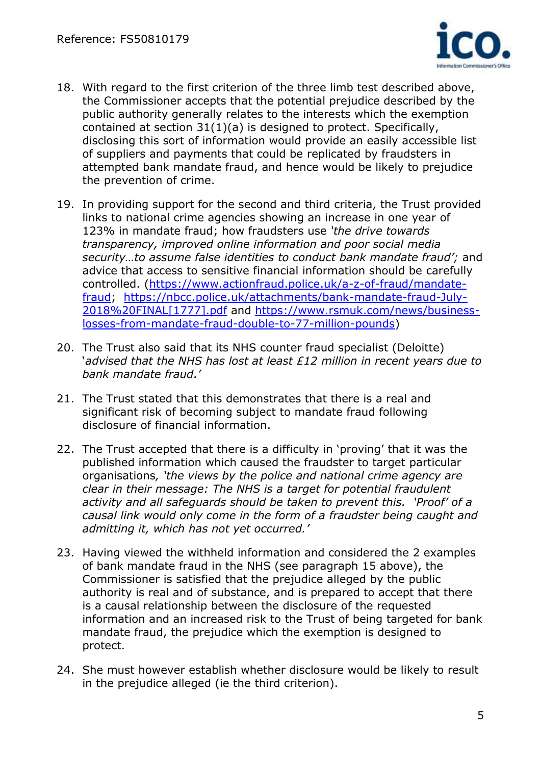18. With regard to the first criterion of the three limb test described above, the Commissioner accepts that the potential prejudice described by the public authority generally relates to the interests which the exemption contained at section 31(1)(a) is designed to protect. Specifically, disclosing this sort of information would provide an easily accessible list of suppliers and payments that could be replicated by fraudsters in attempted bank mandate fraud, and hence would be likely to prejudice the prevention of crime.

19. In providing support for the second and third criteria, the Trust provided links to national crime agencies showing an increase in one year of 123% in mandate fraud; how fraudsters use *'the drive towards transparency, improved online information and poor social media security…to assume false identities to conduct bank mandate fraud';* and advice that access to sensitive financial information should be carefully controlled. ([https://www.actionfraud.police.uk/a-z-of-fraud/mandate-fraud](https://www.actionfraud.police.uk/a-z-of-fraud/mandate-fraud); [https://nbcc.police.uk/attachments/bank-mandate-fraud-July-2018%20FINAL[1777].pdf](https://nbcc.police.uk/attachments/bank-mandate-fraud-July-2018%20FINAL[1777].pdf) and [https://www.rsmuk.com/news/business-losses-from-mandate-fraud-double-to-77-million-pounds](https://www.rsmuk.com/news/business-losses-from-mandate-fraud-double-to-77-million-pounds))

20. The Trust also said that its NHS counter fraud specialist (Deloitte) *'advised that the NHS has lost at least £12 million in recent years due to bank mandate fraud.'*

21. The Trust stated that this demonstrates that there is a real and significant risk of becoming subject to mandate fraud following disclosure of financial information.

22. The Trust accepted that there is a difficulty in 'proving' that it was the published information which caused the fraudster to target particular organisations, *'the views by the police and national crime agency are clear in their message: The NHS is a target for potential fraudulent activity and all safeguards should be taken to prevent this. 'Proof' of a causal link would only come in the form of a fraudster being caught and admitting it, which has not yet occurred.'*

23. Having viewed the withheld information and considered the 2 examples of bank mandate fraud in the NHS (see paragraph 15 above), the Commissioner is satisfied that the prejudice alleged by the public authority is real and of substance, and is prepared to accept that there is a causal relationship between the disclosure of the requested information and an increased risk to the Trust of being targeted for bank mandate fraud, the prejudice which the exemption is designed to protect.

24. She must however establish whether disclosure would be likely to result in the prejudice alleged (ie the third criterion).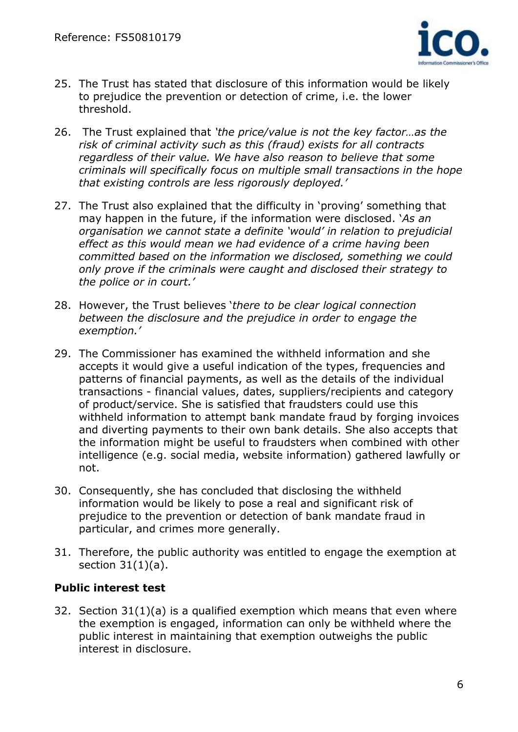25. The Trust has stated that disclosure of this information would be likely to prejudice the prevention or detection of crime, i.e. the lower threshold.

26. The Trust explained that *'the price/value is not the key factor…as the risk of criminal activity such as this (fraud) exists for all contracts regardless of their value. We have also reason to believe that some criminals will specifically focus on multiple small transactions in the hope that existing controls are less rigorously deployed.'*

27. The Trust also explained that the difficulty in 'proving' something that may happen in the future, if the information were disclosed. *'As an organisation we cannot state a definite 'would' in relation to prejudicial effect as this would mean we had evidence of a crime having been committed based on the information we disclosed, something we could only prove if the criminals were caught and disclosed their strategy to the police or in court.'*

28. However, the Trust believes '*there to be clear logical connection between the disclosure and the prejudice in order to engage the exemption.'*

29. The Commissioner has examined the withheld information and she accepts it would give a useful indication of the types, frequencies and patterns of financial payments, as well as the details of the individual transactions - financial values, dates, suppliers/recipients and category of product/service. She is satisfied that fraudsters could use this withheld information to attempt bank mandate fraud by forging invoices and diverting payments to their own bank details. She also accepts that the information might be useful to fraudsters when combined with other intelligence (e.g. social media, website information) gathered lawfully or not.

30. Consequently, she has concluded that disclosing the withheld information would be likely to pose a real and significant risk of prejudice to the prevention or detection of bank mandate fraud in particular, and crimes more generally.

31. Therefore, the public authority was entitled to engage the exemption at section 31(1)(a).

**Public interest test**

32. Section 31(1)(a) is a qualified exemption which means that even where the exemption is engaged, information can only be withheld where the public interest in maintaining that exemption outweighs the public interest in disclosure.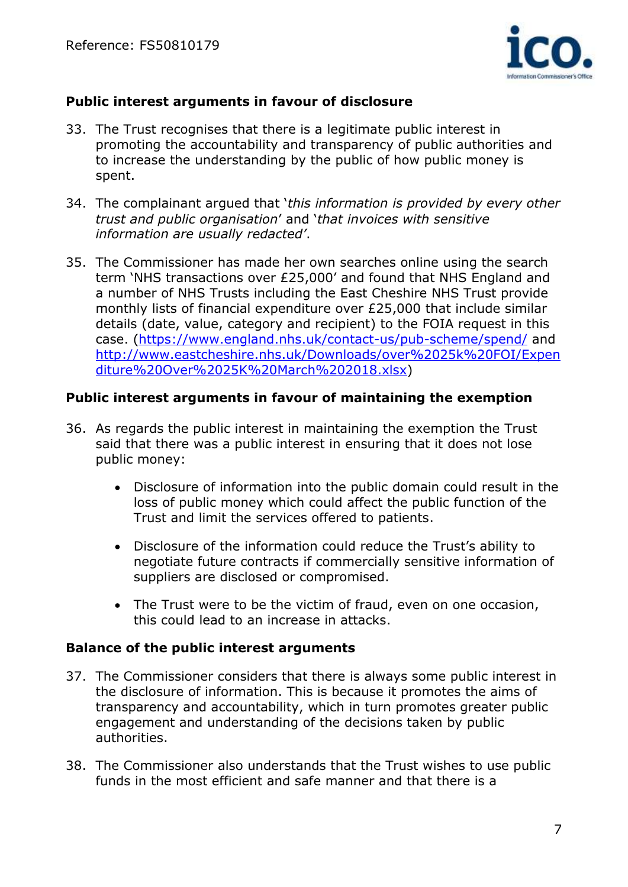**Public interest arguments in favour of disclosure**

33. The Trust recognises that there is a legitimate public interest in promoting the accountability and transparency of public authorities and to increase the understanding by the public of how public money is spent.

34. The complainant argued that '*this information is provided by every other trust and public organisation*' and '*that invoices with sensitive information are usually redacted'*.

35. The Commissioner has made her own searches online using the search term 'NHS transactions over £25,000' and found that NHS England and a number of NHS Trusts including the East Cheshire NHS Trust provide monthly lists of financial expenditure over £25,000 that include similar details (date, value, category and recipient) to the FOIA request in this case. (https://www.england.nhs.uk/contact-us/pub-scheme/spend/ and http://www.eastcheshire.nhs.uk/Downloads/over%2025k%20FOI/Expenditure%20Over%2025K%20March%202018.xlsx)

**Public interest arguments in favour of maintaining the exemption**

36. As regards the public interest in maintaining the exemption the Trust said that there was a public interest in ensuring that it does not lose public money:

    - Disclosure of information into the public domain could result in the loss of public money which could affect the public function of the Trust and limit the services offered to patients.
    - Disclosure of the information could reduce the Trust's ability to negotiate future contracts if commercially sensitive information of suppliers are disclosed or compromised.
    - The Trust were to be the victim of fraud, even on one occasion, this could lead to an increase in attacks.

**Balance of the public interest arguments**

37. The Commissioner considers that there is always some public interest in the disclosure of information. This is because it promotes the aims of transparency and accountability, which in turn promotes greater public engagement and understanding of the decisions taken by public authorities.

38. The Commissioner also understands that the Trust wishes to use public funds in the most efficient and safe manner and that there is a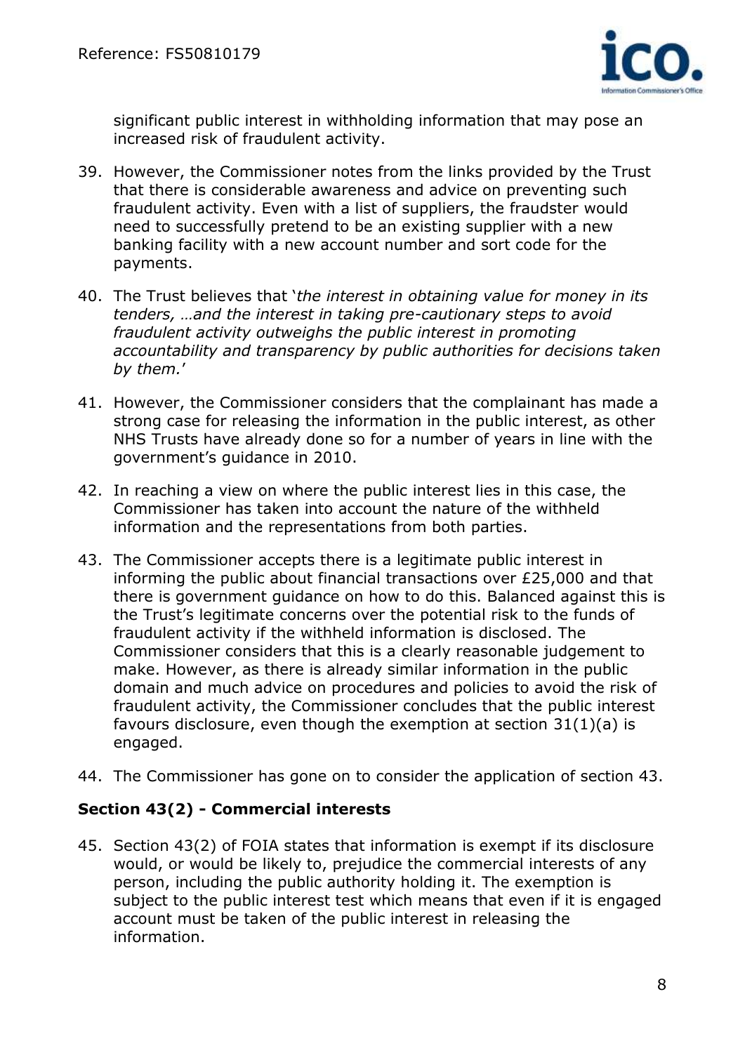significant public interest in withholding information that may pose an increased risk of fraudulent activity.

39. However, the Commissioner notes from the links provided by the Trust that there is considerable awareness and advice on preventing such fraudulent activity. Even with a list of suppliers, the fraudster would need to successfully pretend to be an existing supplier with a new banking facility with a new account number and sort code for the payments.

40. The Trust believes that '*the interest in obtaining value for money in its tenders, …and the interest in taking pre-cautionary steps to avoid fraudulent activity outweighs the public interest in promoting accountability and transparency by public authorities for decisions taken by them.*'

41. However, the Commissioner considers that the complainant has made a strong case for releasing the information in the public interest, as other NHS Trusts have already done so for a number of years in line with the government's guidance in 2010.

42. In reaching a view on where the public interest lies in this case, the Commissioner has taken into account the nature of the withheld information and the representations from both parties.

43. The Commissioner accepts there is a legitimate public interest in informing the public about financial transactions over £25,000 and that there is government guidance on how to do this. Balanced against this is the Trust's legitimate concerns over the potential risk to the funds of fraudulent activity if the withheld information is disclosed. The Commissioner considers that this is a clearly reasonable judgement to make. However, as there is already similar information in the public domain and much advice on procedures and policies to avoid the risk of fraudulent activity, the Commissioner concludes that the public interest favours disclosure, even though the exemption at section 31(1)(a) is engaged.

44. The Commissioner has gone on to consider the application of section 43.

### Section 43(2) - Commercial interests

45. Section 43(2) of FOIA states that information is exempt if its disclosure would, or would be likely to, prejudice the commercial interests of any person, including the public authority holding it. The exemption is subject to the public interest test which means that even if it is engaged account must be taken of the public interest in releasing the information.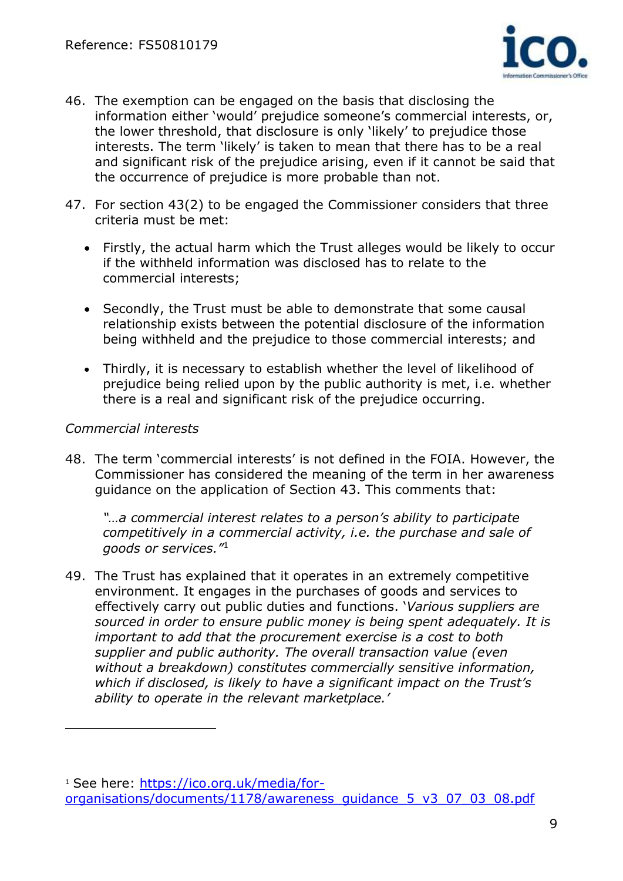46. The exemption can be engaged on the basis that disclosing the information either 'would' prejudice someone's commercial interests, or, the lower threshold, that disclosure is only 'likely' to prejudice those interests. The term 'likely' is taken to mean that there has to be a real and significant risk of the prejudice arising, even if it cannot be said that the occurrence of prejudice is more probable than not.

47. For section 43(2) to be engaged the Commissioner considers that three criteria must be met:

   - Firstly, the actual harm which the Trust alleges would be likely to occur if the withheld information was disclosed has to relate to the commercial interests;

   - Secondly, the Trust must be able to demonstrate that some causal relationship exists between the potential disclosure of the information being withheld and the prejudice to those commercial interests; and

   - Thirdly, it is necessary to establish whether the level of likelihood of prejudice being relied upon by the public authority is met, i.e. whether there is a real and significant risk of the prejudice occurring.

*Commercial interests*

48. The term 'commercial interests' is not defined in the FOIA. However, the Commissioner has considered the meaning of the term in her awareness guidance on the application of Section 43. This comments that:

    *"…a commercial interest relates to a person's ability to participate competitively in a commercial activity, i.e. the purchase and sale of goods or services."*[1]

49. The Trust has explained that it operates in an extremely competitive environment. It engages in the purchases of goods and services to effectively carry out public duties and functions. '*Various suppliers are sourced in order to ensure public money is being spent adequately. It is important to add that the procurement exercise is a cost to both supplier and public authority. The overall transaction value (even without a breakdown) constitutes commercially sensitive information, which if disclosed, is likely to have a significant impact on the Trust's ability to operate in the relevant marketplace.*'

---

[1] See here: [https://ico.org.uk/media/for-organisations/documents/1178/awareness_guidance_5_v3_07_03_08.pdf](https://ico.org.uk/media/for-organisations/documents/1178/awareness_guidance_5_v3_07_03_08.pdf)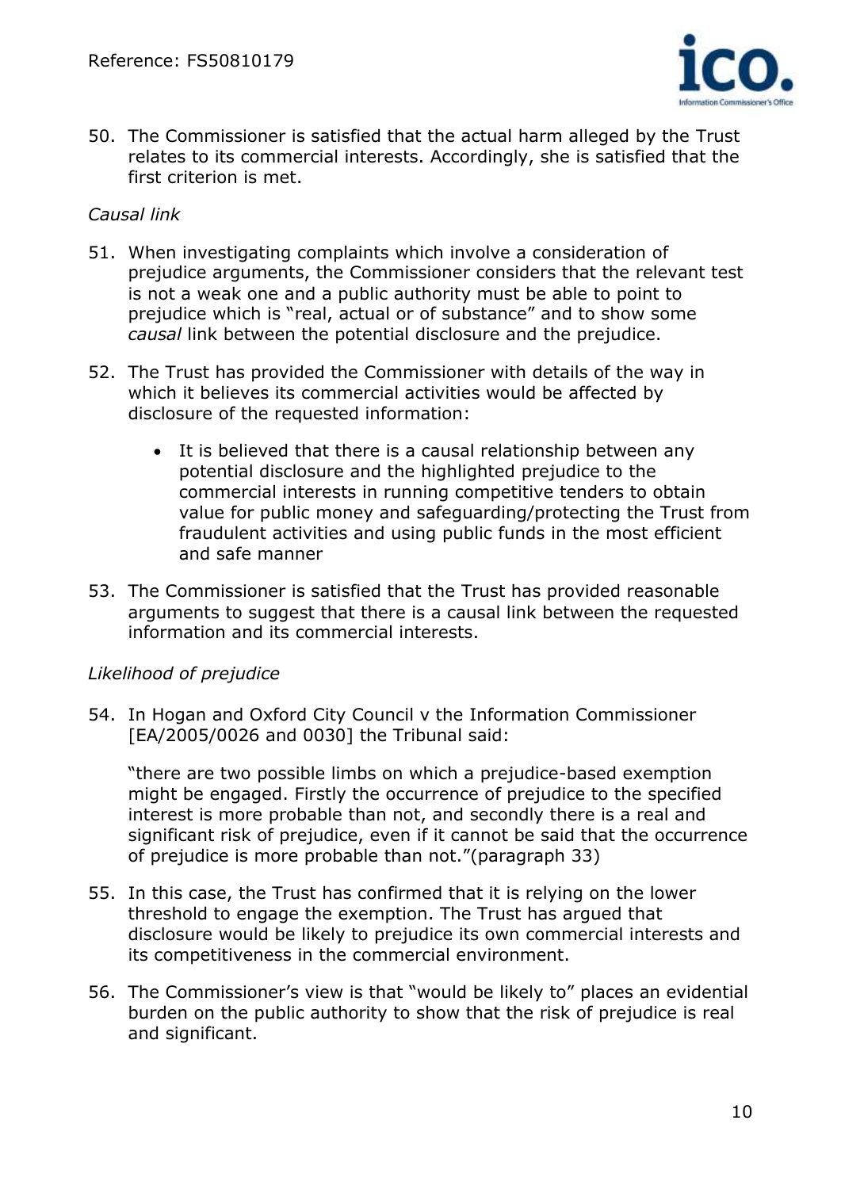50. The Commissioner is satisfied that the actual harm alleged by the Trust relates to its commercial interests. Accordingly, she is satisfied that the first criterion is met.

*Causal link*

51. When investigating complaints which involve a consideration of prejudice arguments, the Commissioner considers that the relevant test is not a weak one and a public authority must be able to point to prejudice which is "real, actual or of substance" and to show some *causal* link between the potential disclosure and the prejudice.

52. The Trust has provided the Commissioner with details of the way in which it believes its commercial activities would be affected by disclosure of the requested information:

    - It is believed that there is a causal relationship between any potential disclosure and the highlighted prejudice to the commercial interests in running competitive tenders to obtain value for public money and safeguarding/protecting the Trust from fraudulent activities and using public funds in the most efficient and safe manner

53. The Commissioner is satisfied that the Trust has provided reasonable arguments to suggest that there is a causal link between the requested information and its commercial interests.

*Likelihood of prejudice*

54. In Hogan and Oxford City Council v the Information Commissioner [EA/2005/0026 and 0030] the Tribunal said:

    "there are two possible limbs on which a prejudice-based exemption might be engaged. Firstly the occurrence of prejudice to the specified interest is more probable than not, and secondly there is a real and significant risk of prejudice, even if it cannot be said that the occurrence of prejudice is more probable than not."(paragraph 33)

55. In this case, the Trust has confirmed that it is relying on the lower threshold to engage the exemption. The Trust has argued that disclosure would be likely to prejudice its own commercial interests and its competitiveness in the commercial environment.

56. The Commissioner's view is that "would be likely to" places an evidential burden on the public authority to show that the risk of prejudice is real and significant.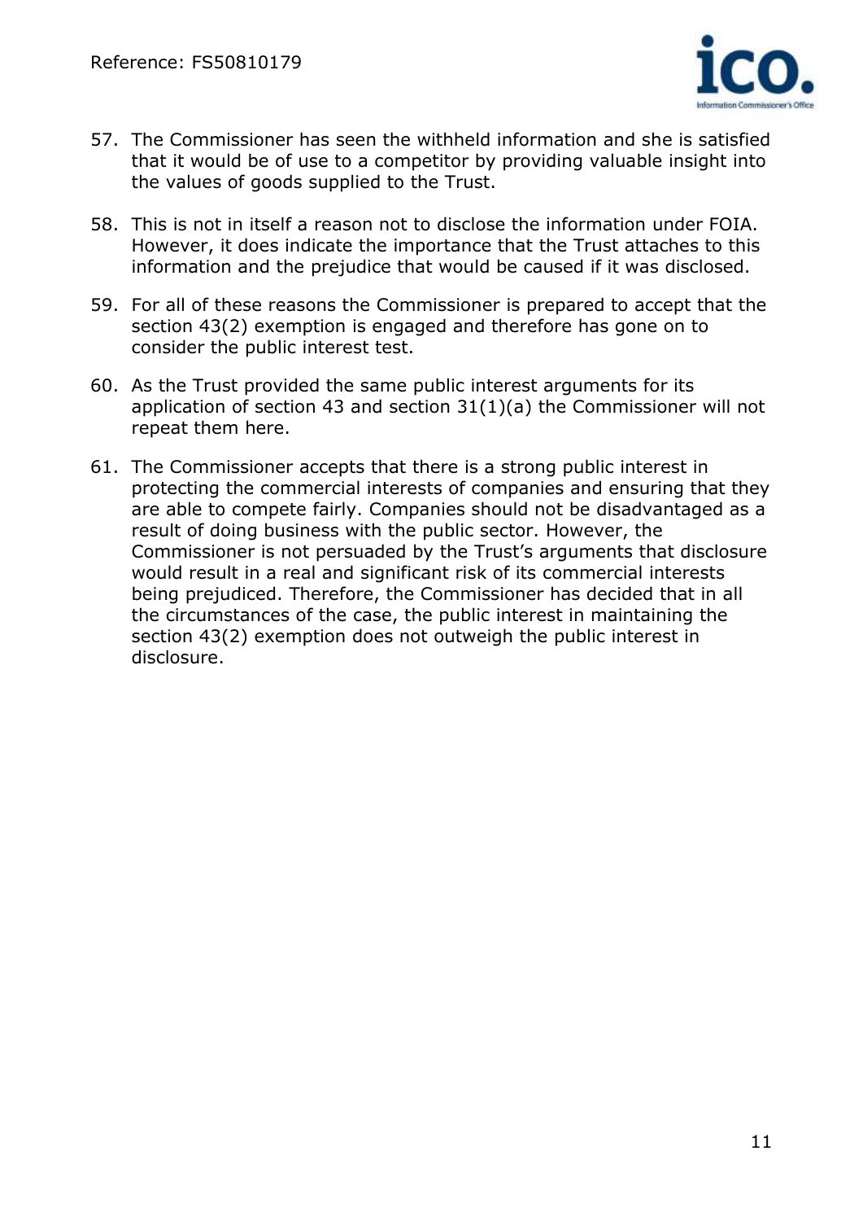57. The Commissioner has seen the withheld information and she is satisfied that it would be of use to a competitor by providing valuable insight into the values of goods supplied to the Trust.

58. This is not in itself a reason not to disclose the information under FOIA. However, it does indicate the importance that the Trust attaches to this information and the prejudice that would be caused if it was disclosed.

59. For all of these reasons the Commissioner is prepared to accept that the section 43(2) exemption is engaged and therefore has gone on to consider the public interest test.

60. As the Trust provided the same public interest arguments for its application of section 43 and section 31(1)(a) the Commissioner will not repeat them here.

61. The Commissioner accepts that there is a strong public interest in protecting the commercial interests of companies and ensuring that they are able to compete fairly. Companies should not be disadvantaged as a result of doing business with the public sector. However, the Commissioner is not persuaded by the Trust's arguments that disclosure would result in a real and significant risk of its commercial interests being prejudiced. Therefore, the Commissioner has decided that in all the circumstances of the case, the public interest in maintaining the section 43(2) exemption does not outweigh the public interest in disclosure.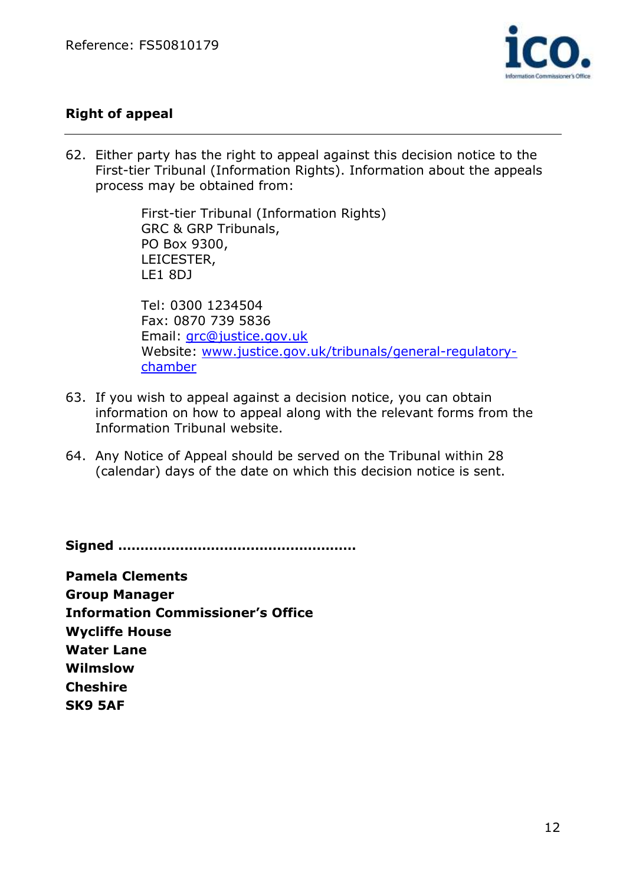## Right of appeal

62. Either party has the right to appeal against this decision notice to the First-tier Tribunal (Information Rights). Information about the appeals process may be obtained from:

    First-tier Tribunal (Information Rights)
    GRC & GRP Tribunals,
    PO Box 9300,
    LEICESTER,
    LE1 8DJ

    Tel: 0300 1234504
    Fax: 0870 739 5836
    Email: grc@justice.gov.uk
    Website: www.justice.gov.uk/tribunals/general-regulatory-chamber

63. If you wish to appeal against a decision notice, you can obtain information on how to appeal along with the relevant forms from the Information Tribunal website.

64. Any Notice of Appeal should be served on the Tribunal within 28 (calendar) days of the date on which this decision notice is sent.

**Signed ………………………………………………**

**Pamela Clements**
**Group Manager**
**Information Commissioner's Office**
**Wycliffe House**
**Water Lane**
**Wilmslow**
**Cheshire**
**SK9 5AF**